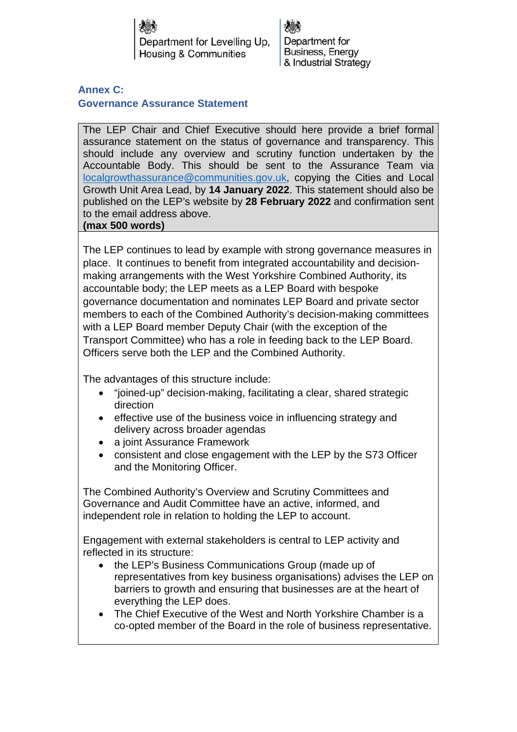Department for Levelling Up, Housing & Communities

Department for Business, Energy & Industrial Strategy

## Annex C:
## Governance Assurance Statement

The LEP Chair and Chief Executive should here provide a brief formal assurance statement on the status of governance and transparency. This should include any overview and scrutiny function undertaken by the Accountable Body. This should be sent to the Assurance Team via localgrowthassurance@communities.gov.uk, copying the Cities and Local Growth Unit Area Lead, by **14 January 2022**. This statement should also be published on the LEP's website by **28 February 2022** and confirmation sent to the email address above.
**(max 500 words)**

The LEP continues to lead by example with strong governance measures in place. It continues to benefit from integrated accountability and decision-making arrangements with the West Yorkshire Combined Authority, its accountable body; the LEP meets as a LEP Board with bespoke governance documentation and nominates LEP Board and private sector members to each of the Combined Authority's decision-making committees with a LEP Board member Deputy Chair (with the exception of the Transport Committee) who has a role in feeding back to the LEP Board. Officers serve both the LEP and the Combined Authority.

The advantages of this structure include:

- "joined-up" decision-making, facilitating a clear, shared strategic direction
- effective use of the business voice in influencing strategy and delivery across broader agendas
- a joint Assurance Framework
- consistent and close engagement with the LEP by the S73 Officer and the Monitoring Officer.

The Combined Authority's Overview and Scrutiny Committees and Governance and Audit Committee have an active, informed, and independent role in relation to holding the LEP to account.

Engagement with external stakeholders is central to LEP activity and reflected in its structure:

- the LEP's Business Communications Group (made up of representatives from key business organisations) advises the LEP on barriers to growth and ensuring that businesses are at the heart of everything the LEP does.
- The Chief Executive of the West and North Yorkshire Chamber is a co-opted member of the Board in the role of business representative.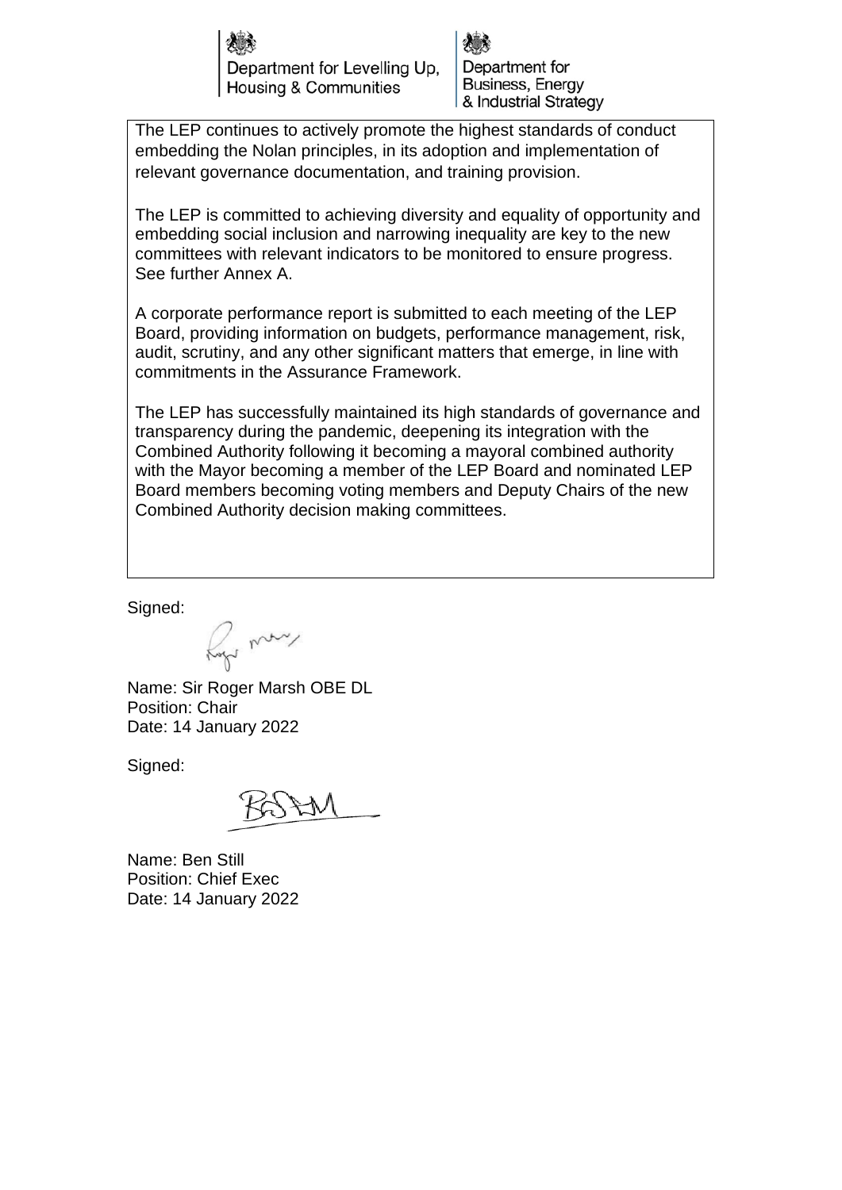Department for Levelling Up, Housing & Communities

Department for Business, Energy & Industrial Strategy

The LEP continues to actively promote the highest standards of conduct embedding the Nolan principles, in its adoption and implementation of relevant governance documentation, and training provision.

The LEP is committed to achieving diversity and equality of opportunity and embedding social inclusion and narrowing inequality are key to the new committees with relevant indicators to be monitored to ensure progress. See further Annex A.

A corporate performance report is submitted to each meeting of the LEP Board, providing information on budgets, performance management, risk, audit, scrutiny, and any other significant matters that emerge, in line with commitments in the Assurance Framework.

The LEP has successfully maintained its high standards of governance and transparency during the pandemic, deepening its integration with the Combined Authority following it becoming a mayoral combined authority with the Mayor becoming a member of the LEP Board and nominated LEP Board members becoming voting members and Deputy Chairs of the new Combined Authority decision making committees.

Signed:

Name: Sir Roger Marsh OBE DL
Position: Chair
Date: 14 January 2022

Signed:

Name: Ben Still
Position: Chief Exec
Date: 14 January 2022